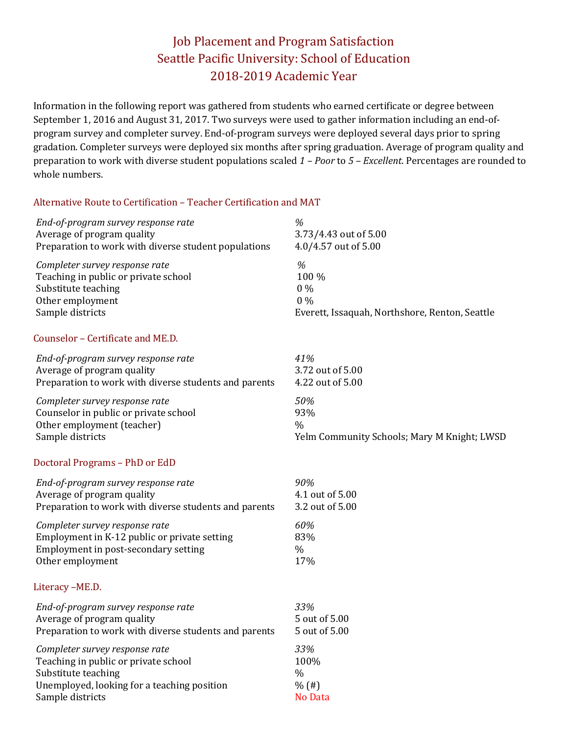# Job Placement and Program Satisfaction
# Seattle Pacific University: School of Education
# 2018-2019 Academic Year

Information in the following report was gathered from students who earned certificate or degree between September 1, 2016 and August 31, 2017. Two surveys were used to gather information including an end-of-program survey and completer survey. End-of-program surveys were deployed several days prior to spring gradation. Completer surveys were deployed six months after spring graduation. Average of program quality and preparation to work with diverse student populations scaled *1 – Poor* to *5 – Excellent*. Percentages are rounded to whole numbers.

## Alternative Route to Certification – Teacher Certification and MAT

| | |
|---|---|
| *End-of-program survey response rate* | *%* |
| Average of program quality | 3.73/4.43 out of 5.00 |
| Preparation to work with diverse student populations | 4.0/4.57 out of 5.00 |
| *Completer survey response rate* | *%* |
| Teaching in public or private school | 100 % |
| Substitute teaching | 0 % |
| Other employment | 0 % |
| Sample districts | Everett, Issaquah, Northshore, Renton, Seattle |

## Counselor – Certificate and ME.D.

| | |
|---|---|
| *End-of-program survey response rate* | *41%* |
| Average of program quality | 3.72 out of 5.00 |
| Preparation to work with diverse students and parents | 4.22 out of 5.00 |
| *Completer survey response rate* | *50%* |
| Counselor in public or private school | 93% |
| Other employment (teacher) | % |
| Sample districts | Yelm Community Schools; Mary M Knight; LWSD |

## Doctoral Programs – PhD or EdD

| | |
|---|---|
| *End-of-program survey response rate* | *90%* |
| Average of program quality | 4.1 out of 5.00 |
| Preparation to work with diverse students and parents | 3.2 out of 5.00 |
| *Completer survey response rate* | *60%* |
| Employment in K-12 public or private setting | 83% |
| Employment in post-secondary setting | % |
| Other employment | 17% |

## Literacy –ME.D.

| | |
|---|---|
| *End-of-program survey response rate* | *33%* |
| Average of program quality | 5 out of 5.00 |
| Preparation to work with diverse students and parents | 5 out of 5.00 |
| *Completer survey response rate* | *33%* |
| Teaching in public or private school | 100% |
| Substitute teaching | % |
| Unemployed, looking for a teaching position | % (#) |
| Sample districts | No Data |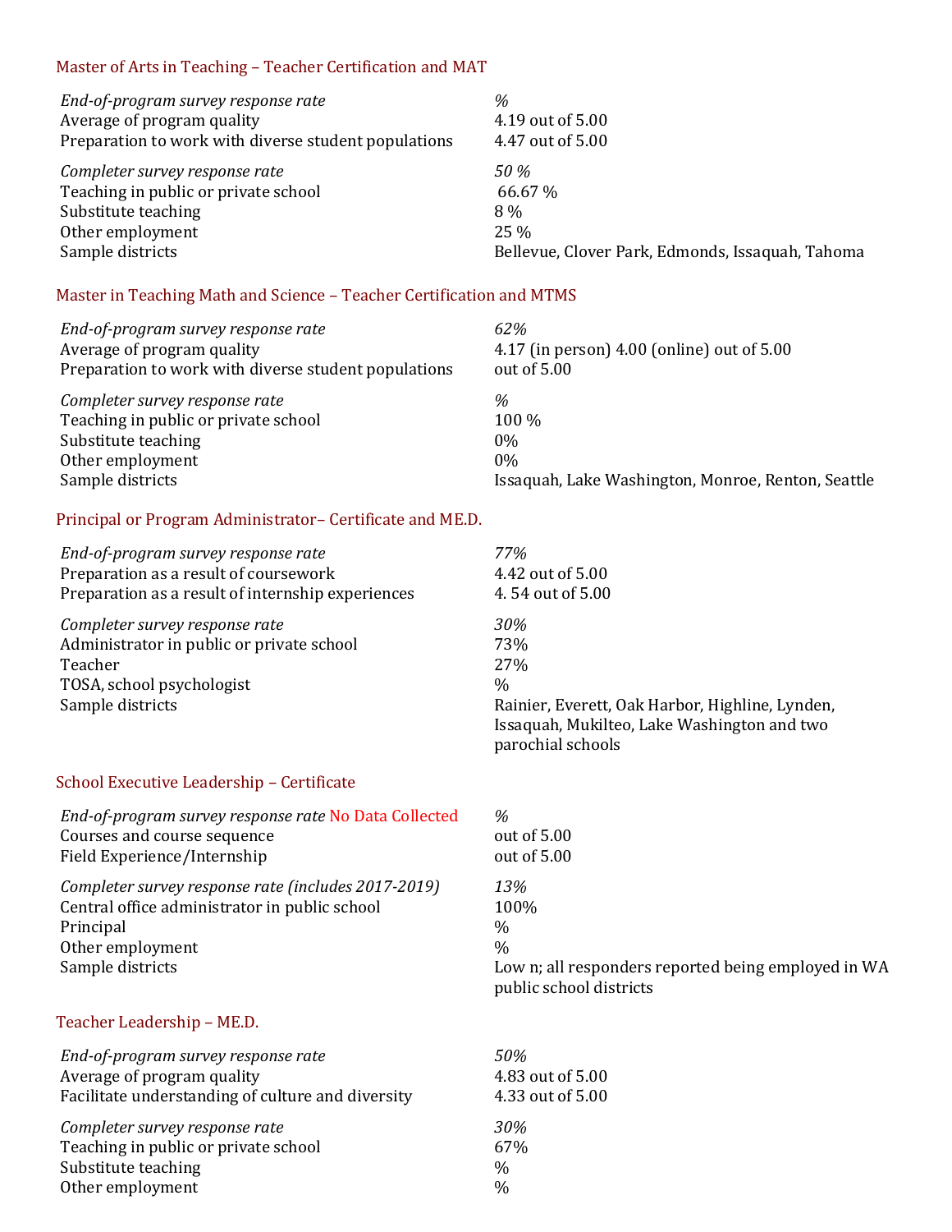### Master of Arts in Teaching – Teacher Certification and MAT

| | |
|---|---|
| *End-of-program survey response rate* | *%* |
| Average of program quality | 4.19 out of 5.00 |
| Preparation to work with diverse student populations | 4.47 out of 5.00 |
| *Completer survey response rate* | *50 %* |
| Teaching in public or private school | 66.67 % |
| Substitute teaching | 8 % |
| Other employment | 25 % |
| Sample districts | Bellevue, Clover Park, Edmonds, Issaquah, Tahoma |

### Master in Teaching Math and Science – Teacher Certification and MTMS

| | |
|---|---|
| *End-of-program survey response rate* | *62%* |
| Average of program quality | 4.17 (in person) 4.00 (online) out of 5.00 |
| Preparation to work with diverse student populations | out of 5.00 |
| *Completer survey response rate* | *%* |
| Teaching in public or private school | 100 % |
| Substitute teaching | 0% |
| Other employment | 0% |
| Sample districts | Issaquah, Lake Washington, Monroe, Renton, Seattle |

### Principal or Program Administrator– Certificate and ME.D.

| | |
|---|---|
| *End-of-program survey response rate* | *77%* |
| Preparation as a result of coursework | 4.42 out of 5.00 |
| Preparation as a result of internship experiences | 4. 54 out of 5.00 |
| *Completer survey response rate* | *30%* |
| Administrator in public or private school | 73% |
| Teacher | 27% |
| TOSA, school psychologist | % |
| Sample districts | Rainier, Everett, Oak Harbor, Highline, Lynden, Issaquah, Mukilteo, Lake Washington and two parochial schools |

### School Executive Leadership – Certificate

| | |
|---|---|
| *End-of-program survey response rate* No Data Collected | *%* |
| Courses and course sequence | out of 5.00 |
| Field Experience/Internship | out of 5.00 |
| *Completer survey response rate (includes 2017-2019)* | *13%* |
| Central office administrator in public school | 100% |
| Principal | % |
| Other employment | % |
| Sample districts | Low n; all responders reported being employed in WA public school districts |

### Teacher Leadership – ME.D.

| | |
|---|---|
| *End-of-program survey response rate* | *50%* |
| Average of program quality | 4.83 out of 5.00 |
| Facilitate understanding of culture and diversity | 4.33 out of 5.00 |
| *Completer survey response rate* | *30%* |
| Teaching in public or private school | 67% |
| Substitute teaching | % |
| Other employment | % |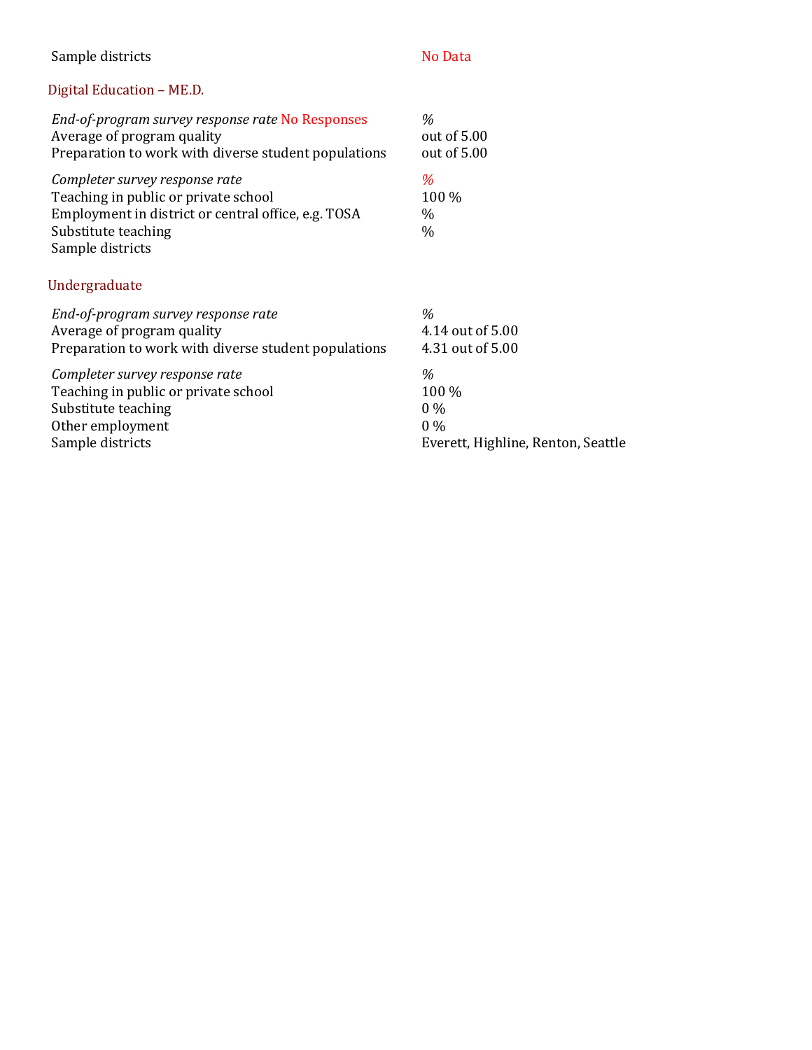| | |
|---|---|
| Sample districts | No Data |

## Digital Education – ME.D.

| | |
|---|---|
| *End-of-program survey response rate* No Responses | % |
| Average of program quality | out of 5.00 |
| Preparation to work with diverse student populations | out of 5.00 |
| *Completer survey response rate* | % |
| Teaching in public or private school | 100 % |
| Employment in district or central office, e.g. TOSA | % |
| Substitute teaching | % |
| Sample districts | |

## Undergraduate

| | |
|---|---|
| *End-of-program survey response rate* | % |
| Average of program quality | 4.14 out of 5.00 |
| Preparation to work with diverse student populations | 4.31 out of 5.00 |
| *Completer survey response rate* | % |
| Teaching in public or private school | 100 % |
| Substitute teaching | 0 % |
| Other employment | 0 % |
| Sample districts | Everett, Highline, Renton, Seattle |